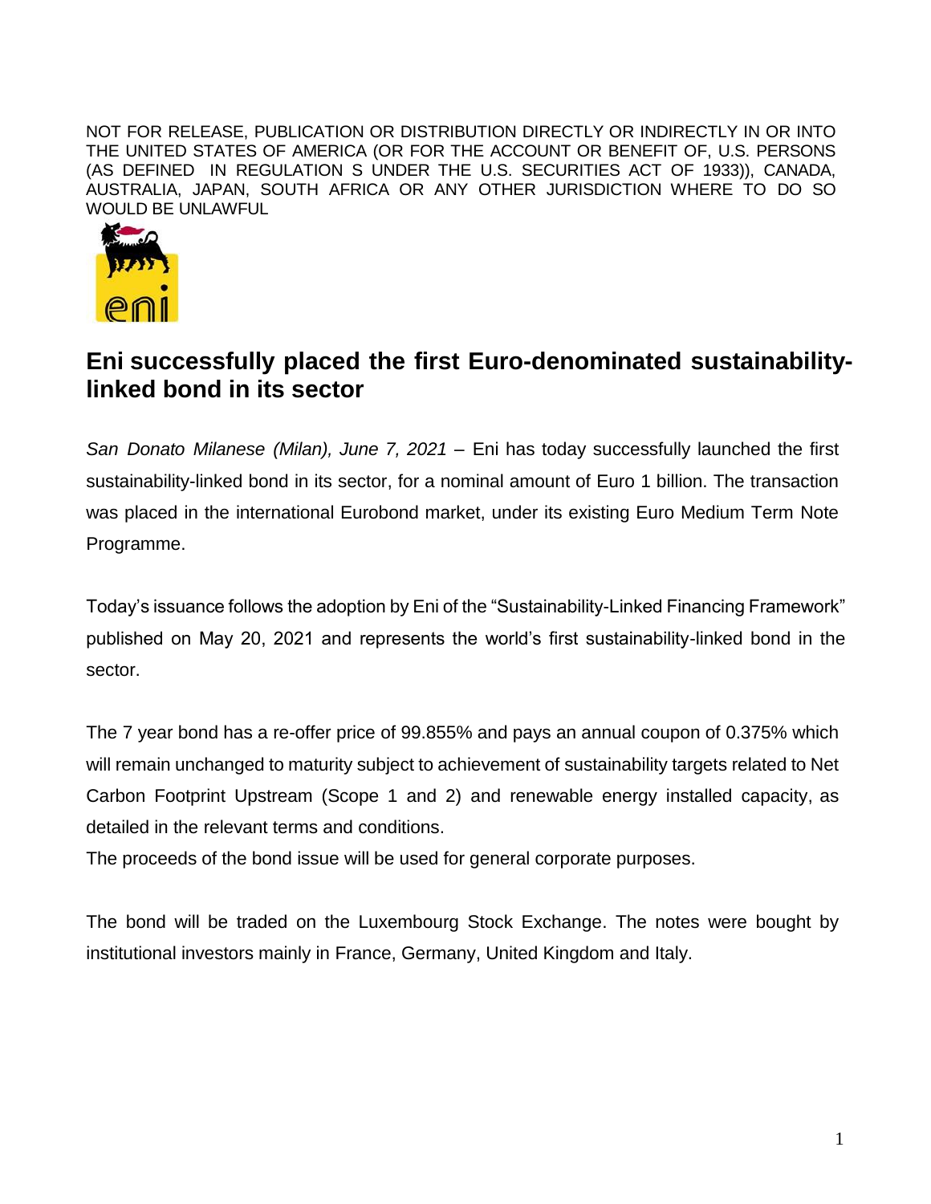NOT FOR RELEASE, PUBLICATION OR DISTRIBUTION DIRECTLY OR INDIRECTLY IN OR INTO THE UNITED STATES OF AMERICA (OR FOR THE ACCOUNT OR BENEFIT OF, U.S. PERSONS (AS DEFINED IN REGULATION S UNDER THE U.S. SECURITIES ACT OF 1933)), CANADA, AUSTRALIA, JAPAN, SOUTH AFRICA OR ANY OTHER JURISDICTION WHERE TO DO SO WOULD BE UNLAWFUL

# Eni successfully placed the first Euro-denominated sustainability-linked bond in its sector

*San Donato Milanese (Milan), June 7, 2021* – Eni has today successfully launched the first sustainability-linked bond in its sector, for a nominal amount of Euro 1 billion. The transaction was placed in the international Eurobond market, under its existing Euro Medium Term Note Programme.

Today's issuance follows the adoption by Eni of the "Sustainability-Linked Financing Framework" published on May 20, 2021 and represents the world's first sustainability-linked bond in the sector.

The 7 year bond has a re-offer price of 99.855% and pays an annual coupon of 0.375% which will remain unchanged to maturity subject to achievement of sustainability targets related to Net Carbon Footprint Upstream (Scope 1 and 2) and renewable energy installed capacity, as detailed in the relevant terms and conditions.

The proceeds of the bond issue will be used for general corporate purposes.

The bond will be traded on the Luxembourg Stock Exchange. The notes were bought by institutional investors mainly in France, Germany, United Kingdom and Italy.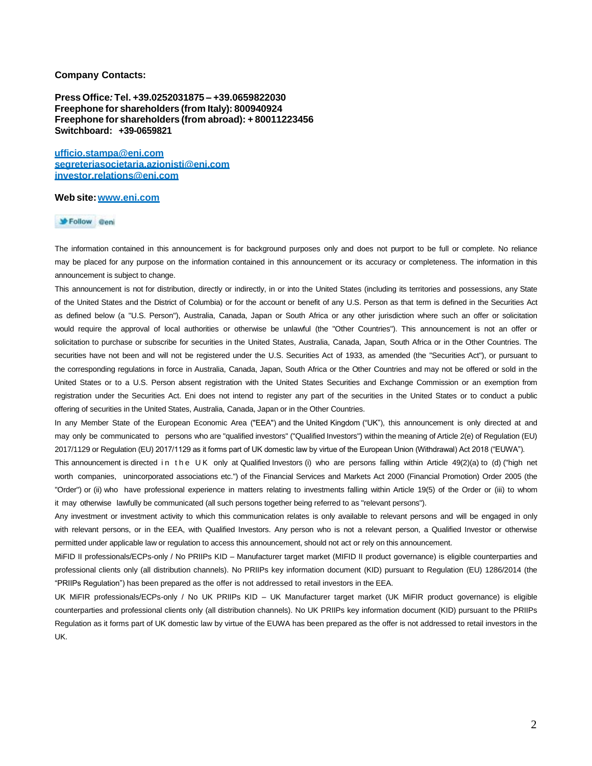**Company Contacts:**

**Press Office*:* Tel. +39.0252031875 – +39.0659822030**
**Freephone for shareholders (from Italy): 800940924**
**Freephone for shareholders (from abroad): + 80011223456**
**Switchboard: +39-0659821**

[ufficio.stampa@eni.com](mailto:ufficio.stampa@eni.com)
[segreteriasocietaria.azionisti@eni.com](mailto:segreteriasocietaria.azionisti@eni.com)
[investor.relations@eni.com](mailto:investor.relations@eni.com)

**Web site:** [www.eni.com](http://www.eni.com)

Follow @eni

The information contained in this announcement is for background purposes only and does not purport to be full or complete. No reliance may be placed for any purpose on the information contained in this announcement or its accuracy or completeness. The information in this announcement is subject to change.

This announcement is not for distribution, directly or indirectly, in or into the United States (including its territories and possessions, any State of the United States and the District of Columbia) or for the account or benefit of any U.S. Person as that term is defined in the Securities Act as defined below (a "U.S. Person"), Australia, Canada, Japan or South Africa or any other jurisdiction where such an offer or solicitation would require the approval of local authorities or otherwise be unlawful (the "Other Countries"). This announcement is not an offer or solicitation to purchase or subscribe for securities in the United States, Australia, Canada, Japan, South Africa or in the Other Countries. The securities have not been and will not be registered under the U.S. Securities Act of 1933, as amended (the "Securities Act"), or pursuant to the corresponding regulations in force in Australia, Canada, Japan, South Africa or the Other Countries and may not be offered or sold in the United States or to a U.S. Person absent registration with the United States Securities and Exchange Commission or an exemption from registration under the Securities Act. Eni does not intend to register any part of the securities in the United States or to conduct a public offering of securities in the United States, Australia, Canada, Japan or in the Other Countries.

In any Member State of the European Economic Area ("EEA") and the United Kingdom ("UK"), this announcement is only directed at and may only be communicated to persons who are "qualified investors" ("Qualified Investors") within the meaning of Article 2(e) of Regulation (EU) 2017/1129 or Regulation (EU) 2017/1129 as it forms part of UK domestic law by virtue of the European Union (Withdrawal) Act 2018 ("EUWA").

This announcement is directed in the UK only at Qualified Investors (i) who are persons falling within Article 49(2)(a) to (d) ("high net worth companies, unincorporated associations etc.") of the Financial Services and Markets Act 2000 (Financial Promotion) Order 2005 (the "Order") or (ii) who have professional experience in matters relating to investments falling within Article 19(5) of the Order or (iii) to whom it may otherwise lawfully be communicated (all such persons together being referred to as "relevant persons").

Any investment or investment activity to which this communication relates is only available to relevant persons and will be engaged in only with relevant persons, or in the EEA, with Qualified Investors. Any person who is not a relevant person, a Qualified Investor or otherwise permitted under applicable law or regulation to access this announcement, should not act or rely on this announcement.

MiFID II professionals/ECPs-only / No PRIIPs KID – Manufacturer target market (MIFID II product governance) is eligible counterparties and professional clients only (all distribution channels). No PRIIPs key information document (KID) pursuant to Regulation (EU) 1286/2014 (the "PRIIPs Regulation") has been prepared as the offer is not addressed to retail investors in the EEA.

UK MiFIR professionals/ECPs-only / No UK PRIIPs KID – UK Manufacturer target market (UK MiFIR product governance) is eligible counterparties and professional clients only (all distribution channels). No UK PRIIPs key information document (KID) pursuant to the PRIIPs Regulation as it forms part of UK domestic law by virtue of the EUWA has been prepared as the offer is not addressed to retail investors in the UK.